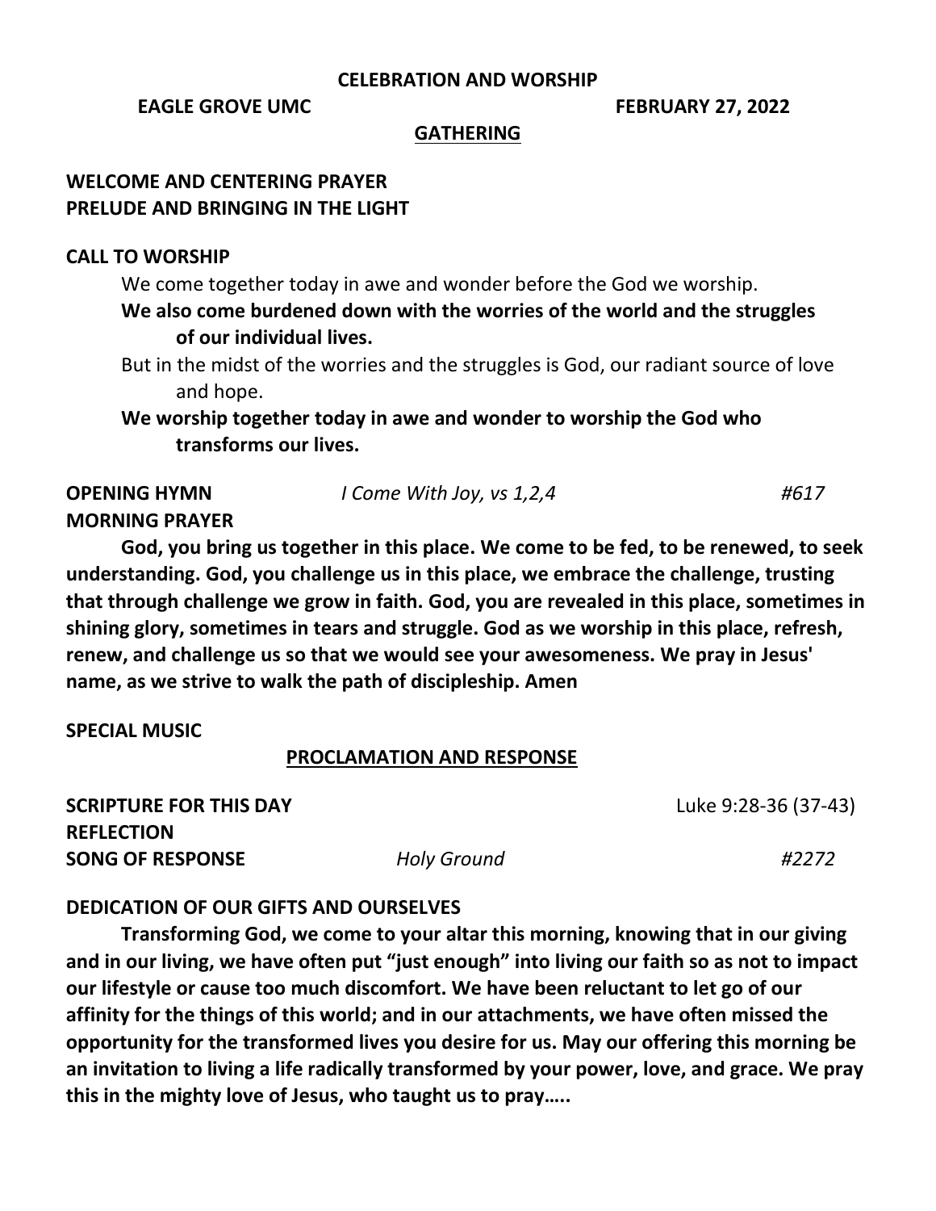**CELEBRATION AND WORSHIP**

**EAGLE GROVE UMC** **FEBRUARY 27, 2022**

## GATHERING

**WELCOME AND CENTERING PRAYER**
**PRELUDE AND BRINGING IN THE LIGHT**

**CALL TO WORSHIP**

We come together today in awe and wonder before the God we worship.

**We also come burdened down with the worries of the world and the struggles of our individual lives.**

But in the midst of the worries and the struggles is God, our radiant source of love and hope.

**We worship together today in awe and wonder to worship the God who transforms our lives.**

**OPENING HYMN** *I Come With Joy, vs 1,2,4* *#617*

**MORNING PRAYER**

**God, you bring us together in this place. We come to be fed, to be renewed, to seek understanding. God, you challenge us in this place, we embrace the challenge, trusting that through challenge we grow in faith. God, you are revealed in this place, sometimes in shining glory, sometimes in tears and struggle. God as we worship in this place, refresh, renew, and challenge us so that we would see your awesomeness. We pray in Jesus' name, as we strive to walk the path of discipleship. Amen**

**SPECIAL MUSIC**

## PROCLAMATION AND RESPONSE

**SCRIPTURE FOR THIS DAY** Luke 9:28-36 (37-43)

**REFLECTION**

**SONG OF RESPONSE** *Holy Ground* *#2272*

**DEDICATION OF OUR GIFTS AND OURSELVES**

**Transforming God, we come to your altar this morning, knowing that in our giving and in our living, we have often put "just enough" into living our faith so as not to impact our lifestyle or cause too much discomfort. We have been reluctant to let go of our affinity for the things of this world; and in our attachments, we have often missed the opportunity for the transformed lives you desire for us. May our offering this morning be an invitation to living a life radically transformed by your power, love, and grace. We pray this in the mighty love of Jesus, who taught us to pray…..**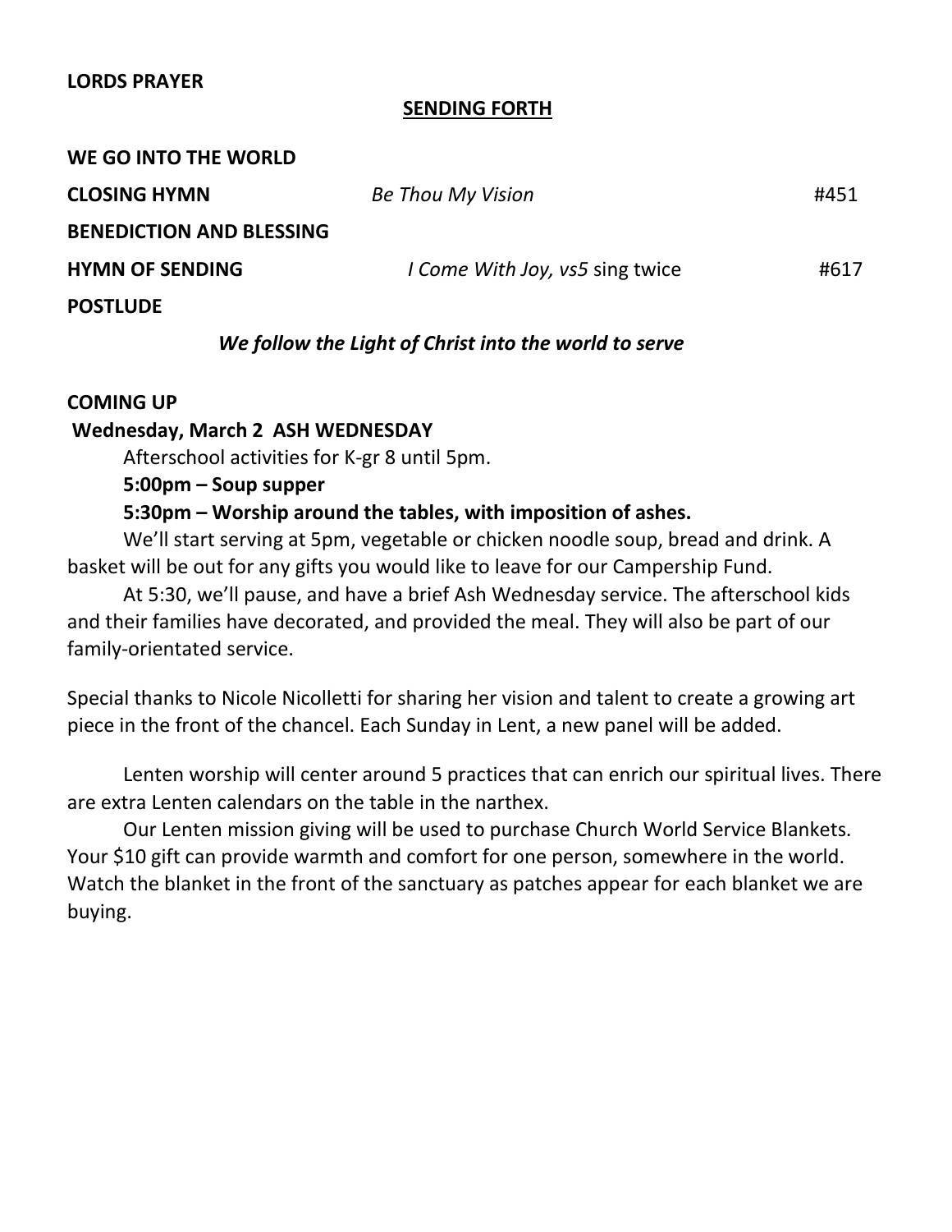**LORDS PRAYER**

## SENDING FORTH

| | | |
|---|---|---|
| **WE GO INTO THE WORLD** | | |
| **CLOSING HYMN** | *Be Thou My Vision* | #451 |
| **BENEDICTION AND BLESSING** | | |
| **HYMN OF SENDING** | *I Come With Joy, vs5* sing twice | #617 |
| **POSTLUDE** | | |

***We follow the Light of Christ into the world to serve***

**COMING UP**

**Wednesday, March 2 ASH WEDNESDAY**

Afterschool activities for K-gr 8 until 5pm.

**5:00pm – Soup supper**

**5:30pm – Worship around the tables, with imposition of ashes.**

We'll start serving at 5pm, vegetable or chicken noodle soup, bread and drink. A basket will be out for any gifts you would like to leave for our Campership Fund.

At 5:30, we'll pause, and have a brief Ash Wednesday service. The afterschool kids and their families have decorated, and provided the meal. They will also be part of our family-orientated service.

Special thanks to Nicole Nicolletti for sharing her vision and talent to create a growing art piece in the front of the chancel. Each Sunday in Lent, a new panel will be added.

Lenten worship will center around 5 practices that can enrich our spiritual lives. There are extra Lenten calendars on the table in the narthex.

Our Lenten mission giving will be used to purchase Church World Service Blankets. Your $10 gift can provide warmth and comfort for one person, somewhere in the world. Watch the blanket in the front of the sanctuary as patches appear for each blanket we are buying.